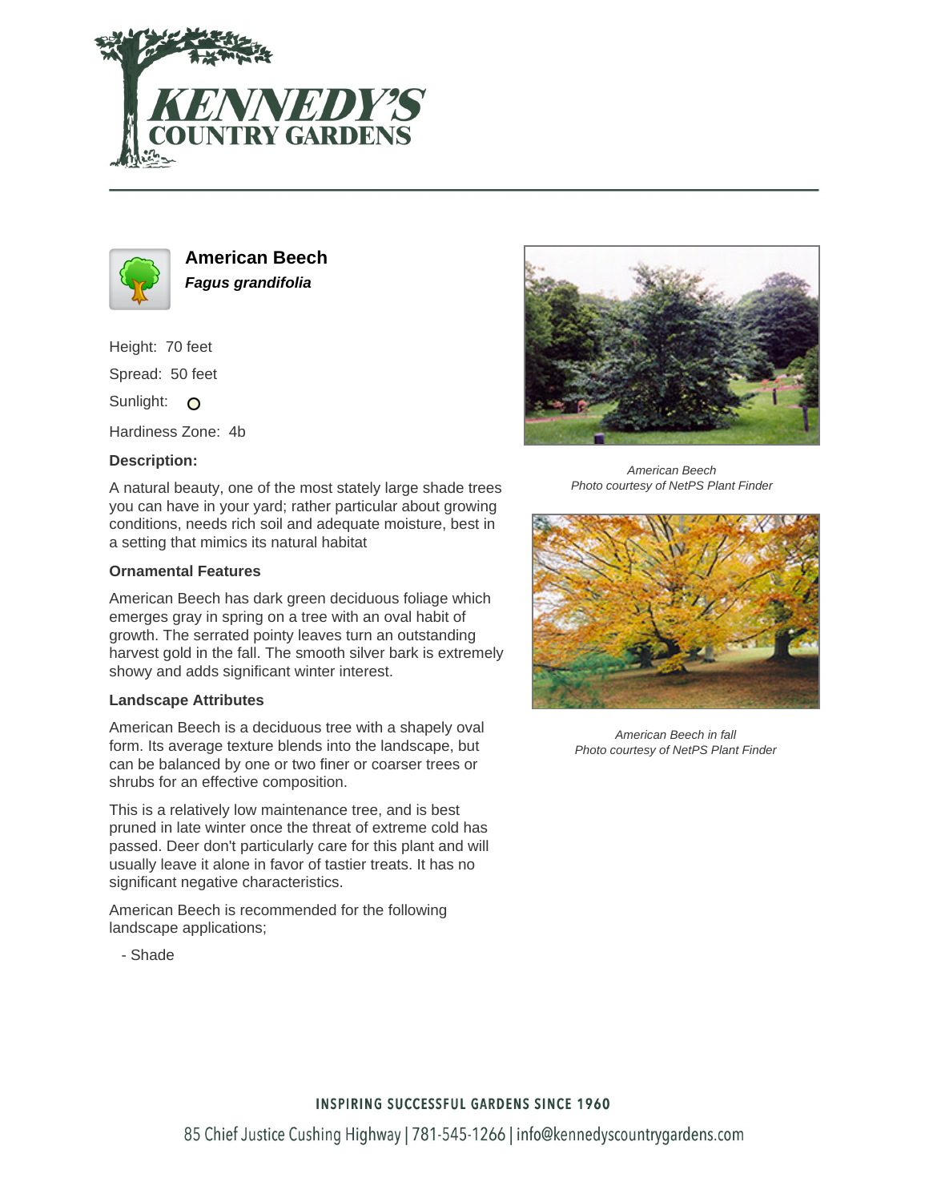# American Beech

***Fagus grandifolia***

Height: 70 feet

Spread: 50 feet

Sunlight:

Hardiness Zone: 4b

**Description:**

A natural beauty, one of the most stately large shade trees you can have in your yard; rather particular about growing conditions, needs rich soil and adequate moisture, best in a setting that mimics its natural habitat

**Ornamental Features**

American Beech has dark green deciduous foliage which emerges gray in spring on a tree with an oval habit of growth. The serrated pointy leaves turn an outstanding harvest gold in the fall. The smooth silver bark is extremely showy and adds significant winter interest.

**Landscape Attributes**

American Beech is a deciduous tree with a shapely oval form. Its average texture blends into the landscape, but can be balanced by one or two finer or coarser trees or shrubs for an effective composition.

This is a relatively low maintenance tree, and is best pruned in late winter once the threat of extreme cold has passed. Deer don't particularly care for this plant and will usually leave it alone in favor of tastier treats. It has no significant negative characteristics.

American Beech is recommended for the following landscape applications;

- Shade

*American Beech*
*Photo courtesy of NetPS Plant Finder*

*American Beech in fall*
*Photo courtesy of NetPS Plant Finder*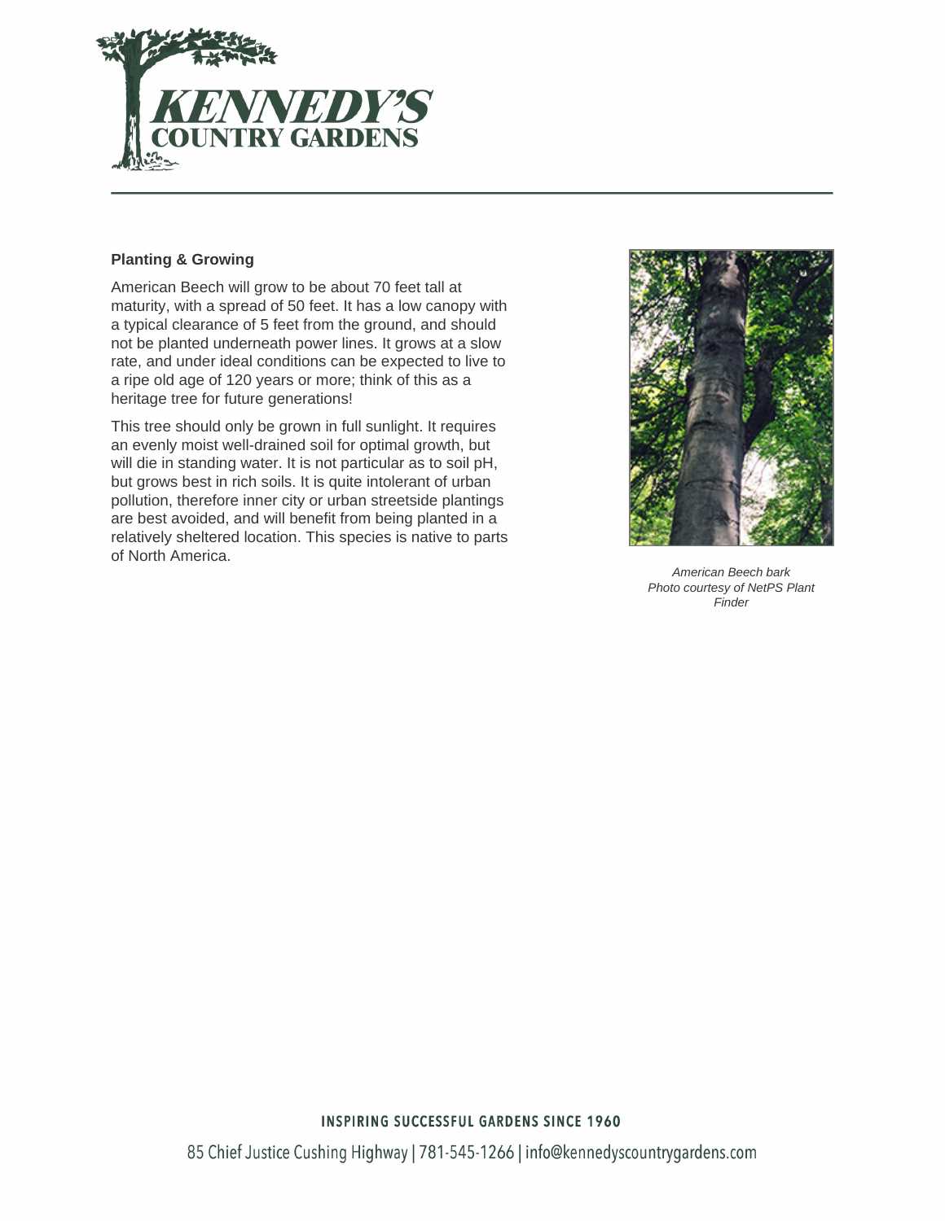### Planting & Growing

American Beech will grow to be about 70 feet tall at maturity, with a spread of 50 feet. It has a low canopy with a typical clearance of 5 feet from the ground, and should not be planted underneath power lines. It grows at a slow rate, and under ideal conditions can be expected to live to a ripe old age of 120 years or more; think of this as a heritage tree for future generations!

This tree should only be grown in full sunlight. It requires an evenly moist well-drained soil for optimal growth, but will die in standing water. It is not particular as to soil pH, but grows best in rich soils. It is quite intolerant of urban pollution, therefore inner city or urban streetside plantings are best avoided, and will benefit from being planted in a relatively sheltered location. This species is native to parts of North America.

*American Beech bark*
*Photo courtesy of NetPS Plant Finder*